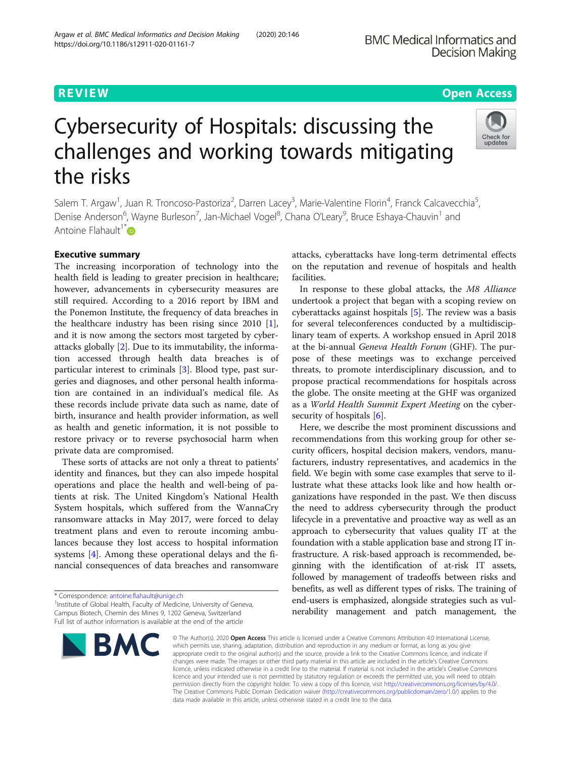REVIEW Open Access

# Cybersecurity of Hospitals: discussing the challenges and working towards mitigating the risks

Salem T. Argaw[1], Juan R. Troncoso-Pastoriza[2], Darren Lacey[3], Marie-Valentine Florin[4], Franck Calcavecchia[5], Denise Anderson[6], Wayne Burleson[7], Jan-Michael Vogel[8], Chana O'Leary[9], Bruce Eshaya-Chauvin[1] and Antoine Flahault[1*]

## Executive summary

The increasing incorporation of technology into the health field is leading to greater precision in healthcare; however, advancements in cybersecurity measures are still required. According to a 2016 report by IBM and the Ponemon Institute, the frequency of data breaches in the healthcare industry has been rising since 2010 [1], and it is now among the sectors most targeted by cyberattacks globally [2]. Due to its immutability, the information accessed through health data breaches is of particular interest to criminals [3]. Blood type, past surgeries and diagnoses, and other personal health information are contained in an individual's medical file. As these records include private data such as name, date of birth, insurance and health provider information, as well as health and genetic information, it is not possible to restore privacy or to reverse psychosocial harm when private data are compromised.

These sorts of attacks are not only a threat to patients' identity and finances, but they can also impede hospital operations and place the health and well-being of patients at risk. The United Kingdom's National Health System hospitals, which suffered from the WannaCry ransomware attacks in May 2017, were forced to delay treatment plans and even to reroute incoming ambulances because they lost access to hospital information systems [4]. Among these operational delays and the financial consequences of data breaches and ransomware attacks, cyberattacks have long-term detrimental effects on the reputation and revenue of hospitals and health facilities.

In response to these global attacks, the *M8 Alliance* undertook a project that began with a scoping review on cyberattacks against hospitals [5]. The review was a basis for several teleconferences conducted by a multidisciplinary team of experts. A workshop ensued in April 2018 at the bi-annual *Geneva Health Forum* (GHF). The purpose of these meetings was to exchange perceived threats, to promote interdisciplinary discussion, and to propose practical recommendations for hospitals across the globe. The onsite meeting at the GHF was organized as a *World Health Summit Expert Meeting* on the cybersecurity of hospitals [6].

Here, we describe the most prominent discussions and recommendations from this working group for other security officers, hospital decision makers, vendors, manufacturers, industry representatives, and academics in the field. We begin with some case examples that serve to illustrate what these attacks look like and how health organizations have responded in the past. We then discuss the need to address cybersecurity through the product lifecycle in a preventative and proactive way as well as an approach to cybersecurity that values quality IT at the foundation with a stable application base and strong IT infrastructure. A risk-based approach is recommended, beginning with the identification of at-risk IT assets, followed by management of tradeoffs between risks and benefits, as well as different types of risks. The training of end-users is emphasized, alongside strategies such as vulnerability management and patch management, the

\* Correspondence: antoine.flahault@unige.ch
[1]Institute of Global Health, Faculty of Medicine, University of Geneva, Campus Biotech, Chemin des Mines 9, 1202 Geneva, Switzerland
Full list of author information is available at the end of the article

© The Author(s). 2020 **Open Access** This article is licensed under a Creative Commons Attribution 4.0 International License, which permits use, sharing, adaptation, distribution and reproduction in any medium or format, as long as you give appropriate credit to the original author(s) and the source, provide a link to the Creative Commons licence, and indicate if changes were made. The images or other third party material in this article are included in the article's Creative Commons licence, unless indicated otherwise in a credit line to the material. If material is not included in the article's Creative Commons licence and your intended use is not permitted by statutory regulation or exceeds the permitted use, you will need to obtain permission directly from the copyright holder. To view a copy of this licence, visit http://creativecommons.org/licenses/by/4.0/. The Creative Commons Public Domain Dedication waiver (http://creativecommons.org/publicdomain/zero/1.0/) applies to the data made available in this article, unless otherwise stated in a credit line to the data.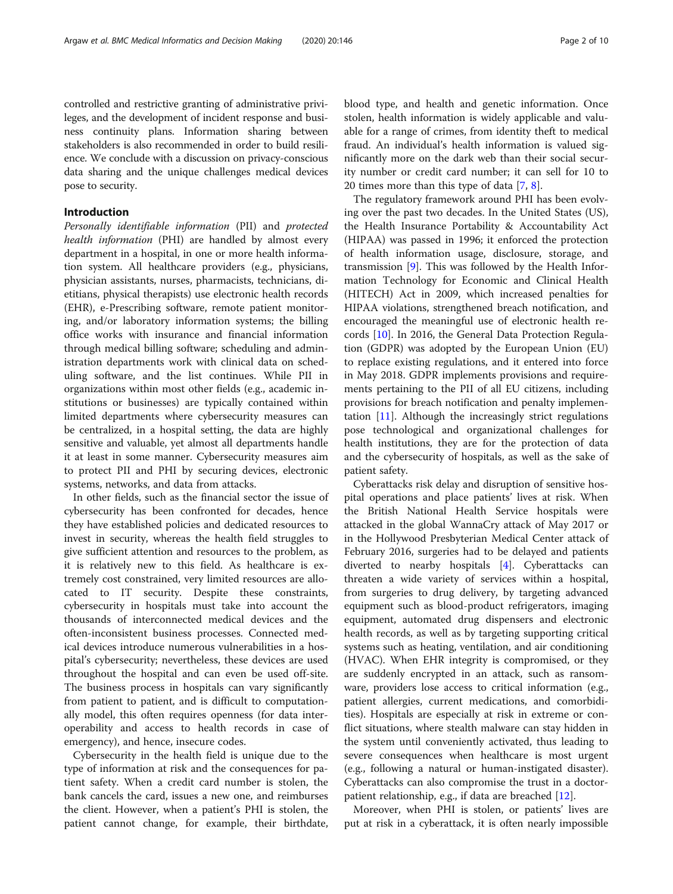controlled and restrictive granting of administrative privileges, and the development of incident response and business continuity plans. Information sharing between stakeholders is also recommended in order to build resilience. We conclude with a discussion on privacy-conscious data sharing and the unique challenges medical devices pose to security.

## Introduction

*Personally identifiable information* (PII) and *protected health information* (PHI) are handled by almost every department in a hospital, in one or more health information system. All healthcare providers (e.g., physicians, physician assistants, nurses, pharmacists, technicians, dietitians, physical therapists) use electronic health records (EHR), e-Prescribing software, remote patient monitoring, and/or laboratory information systems; the billing office works with insurance and financial information through medical billing software; scheduling and administration departments work with clinical data on scheduling software, and the list continues. While PII in organizations within most other fields (e.g., academic institutions or businesses) are typically contained within limited departments where cybersecurity measures can be centralized, in a hospital setting, the data are highly sensitive and valuable, yet almost all departments handle it at least in some manner. Cybersecurity measures aim to protect PII and PHI by securing devices, electronic systems, networks, and data from attacks.

In other fields, such as the financial sector the issue of cybersecurity has been confronted for decades, hence they have established policies and dedicated resources to invest in security, whereas the health field struggles to give sufficient attention and resources to the problem, as it is relatively new to this field. As healthcare is extremely cost constrained, very limited resources are allocated to IT security. Despite these constraints, cybersecurity in hospitals must take into account the thousands of interconnected medical devices and the often-inconsistent business processes. Connected medical devices introduce numerous vulnerabilities in a hospital's cybersecurity; nevertheless, these devices are used throughout the hospital and can even be used off-site. The business process in hospitals can vary significantly from patient to patient, and is difficult to computationally model, this often requires openness (for data interoperability and access to health records in case of emergency), and hence, insecure codes.

Cybersecurity in the health field is unique due to the type of information at risk and the consequences for patient safety. When a credit card number is stolen, the bank cancels the card, issues a new one, and reimburses the client. However, when a patient's PHI is stolen, the patient cannot change, for example, their birthdate, blood type, and health and genetic information. Once stolen, health information is widely applicable and valuable for a range of crimes, from identity theft to medical fraud. An individual's health information is valued significantly more on the dark web than their social security number or credit card number; it can sell for 10 to 20 times more than this type of data [7, 8].

The regulatory framework around PHI has been evolving over the past two decades. In the United States (US), the Health Insurance Portability & Accountability Act (HIPAA) was passed in 1996; it enforced the protection of health information usage, disclosure, storage, and transmission [9]. This was followed by the Health Information Technology for Economic and Clinical Health (HITECH) Act in 2009, which increased penalties for HIPAA violations, strengthened breach notification, and encouraged the meaningful use of electronic health records [10]. In 2016, the General Data Protection Regulation (GDPR) was adopted by the European Union (EU) to replace existing regulations, and it entered into force in May 2018. GDPR implements provisions and requirements pertaining to the PII of all EU citizens, including provisions for breach notification and penalty implementation [11]. Although the increasingly strict regulations pose technological and organizational challenges for health institutions, they are for the protection of data and the cybersecurity of hospitals, as well as the sake of patient safety.

Cyberattacks risk delay and disruption of sensitive hospital operations and place patients' lives at risk. When the British National Health Service hospitals were attacked in the global WannaCry attack of May 2017 or in the Hollywood Presbyterian Medical Center attack of February 2016, surgeries had to be delayed and patients diverted to nearby hospitals [4]. Cyberattacks can threaten a wide variety of services within a hospital, from surgeries to drug delivery, by targeting advanced equipment such as blood-product refrigerators, imaging equipment, automated drug dispensers and electronic health records, as well as by targeting supporting critical systems such as heating, ventilation, and air conditioning (HVAC). When EHR integrity is compromised, or they are suddenly encrypted in an attack, such as ransomware, providers lose access to critical information (e.g., patient allergies, current medications, and comorbidities). Hospitals are especially at risk in extreme or conflict situations, where stealth malware can stay hidden in the system until conveniently activated, thus leading to severe consequences when healthcare is most urgent (e.g., following a natural or human-instigated disaster). Cyberattacks can also compromise the trust in a doctor-patient relationship, e.g., if data are breached [12].

Moreover, when PHI is stolen, or patients' lives are put at risk in a cyberattack, it is often nearly impossible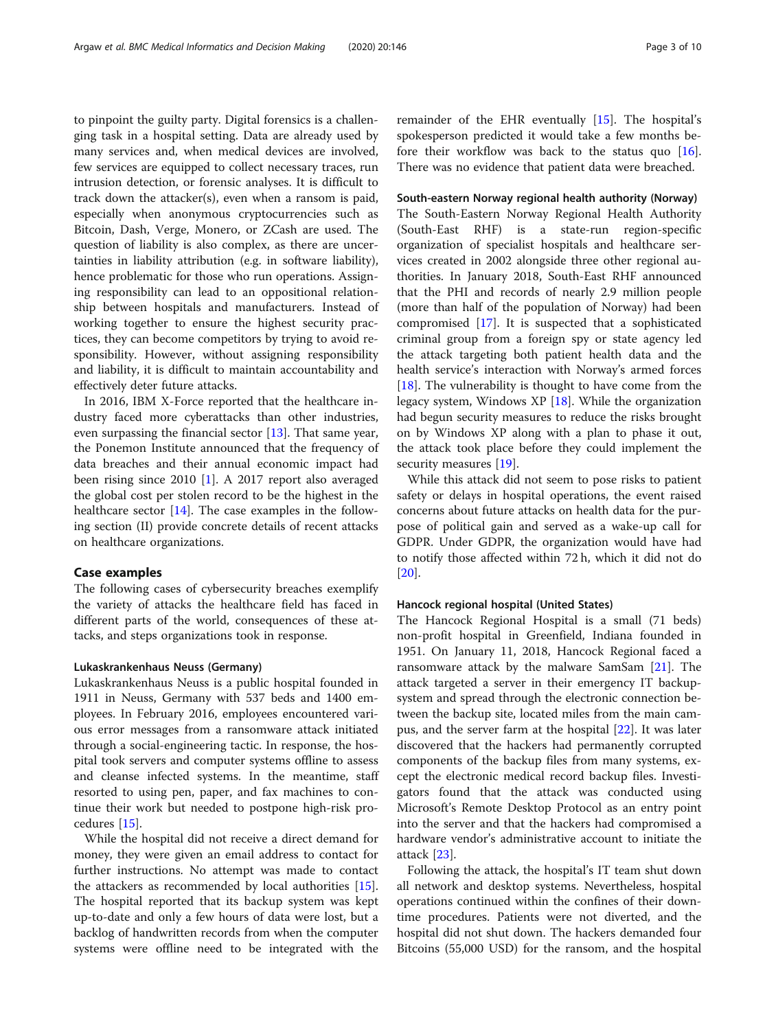to pinpoint the guilty party. Digital forensics is a challenging task in a hospital setting. Data are already used by many services and, when medical devices are involved, few services are equipped to collect necessary traces, run intrusion detection, or forensic analyses. It is difficult to track down the attacker(s), even when a ransom is paid, especially when anonymous cryptocurrencies such as Bitcoin, Dash, Verge, Monero, or ZCash are used. The question of liability is also complex, as there are uncertainties in liability attribution (e.g. in software liability), hence problematic for those who run operations. Assigning responsibility can lead to an oppositional relationship between hospitals and manufacturers. Instead of working together to ensure the highest security practices, they can become competitors by trying to avoid responsibility. However, without assigning responsibility and liability, it is difficult to maintain accountability and effectively deter future attacks.

In 2016, IBM X-Force reported that the healthcare industry faced more cyberattacks than other industries, even surpassing the financial sector [13]. That same year, the Ponemon Institute announced that the frequency of data breaches and their annual economic impact had been rising since 2010 [1]. A 2017 report also averaged the global cost per stolen record to be the highest in the healthcare sector [14]. The case examples in the following section (II) provide concrete details of recent attacks on healthcare organizations.

## Case examples

The following cases of cybersecurity breaches exemplify the variety of attacks the healthcare field has faced in different parts of the world, consequences of these attacks, and steps organizations took in response.

### Lukaskrankenhaus Neuss (Germany)

Lukaskrankenhaus Neuss is a public hospital founded in 1911 in Neuss, Germany with 537 beds and 1400 employees. In February 2016, employees encountered various error messages from a ransomware attack initiated through a social-engineering tactic. In response, the hospital took servers and computer systems offline to assess and cleanse infected systems. In the meantime, staff resorted to using pen, paper, and fax machines to continue their work but needed to postpone high-risk procedures [15].

While the hospital did not receive a direct demand for money, they were given an email address to contact for further instructions. No attempt was made to contact the attackers as recommended by local authorities [15]. The hospital reported that its backup system was kept up-to-date and only a few hours of data were lost, but a backlog of handwritten records from when the computer systems were offline need to be integrated with the remainder of the EHR eventually [15]. The hospital's spokesperson predicted it would take a few months before their workflow was back to the status quo [16]. There was no evidence that patient data were breached.

### South-eastern Norway regional health authority (Norway)

The South-Eastern Norway Regional Health Authority (South-East RHF) is a state-run region-specific organization of specialist hospitals and healthcare services created in 2002 alongside three other regional authorities. In January 2018, South-East RHF announced that the PHI and records of nearly 2.9 million people (more than half of the population of Norway) had been compromised [17]. It is suspected that a sophisticated criminal group from a foreign spy or state agency led the attack targeting both patient health data and the health service's interaction with Norway's armed forces [18]. The vulnerability is thought to have come from the legacy system, Windows XP [18]. While the organization had begun security measures to reduce the risks brought on by Windows XP along with a plan to phase it out, the attack took place before they could implement the security measures [19].

While this attack did not seem to pose risks to patient safety or delays in hospital operations, the event raised concerns about future attacks on health data for the purpose of political gain and served as a wake-up call for GDPR. Under GDPR, the organization would have had to notify those affected within 72 h, which it did not do [20].

### Hancock regional hospital (United States)

The Hancock Regional Hospital is a small (71 beds) non-profit hospital in Greenfield, Indiana founded in 1951. On January 11, 2018, Hancock Regional faced a ransomware attack by the malware SamSam [21]. The attack targeted a server in their emergency IT backup-system and spread through the electronic connection between the backup site, located miles from the main campus, and the server farm at the hospital [22]. It was later discovered that the hackers had permanently corrupted components of the backup files from many systems, except the electronic medical record backup files. Investigators found that the attack was conducted using Microsoft's Remote Desktop Protocol as an entry point into the server and that the hackers had compromised a hardware vendor's administrative account to initiate the attack [23].

Following the attack, the hospital's IT team shut down all network and desktop systems. Nevertheless, hospital operations continued within the confines of their downtime procedures. Patients were not diverted, and the hospital did not shut down. The hackers demanded four Bitcoins (55,000 USD) for the ransom, and the hospital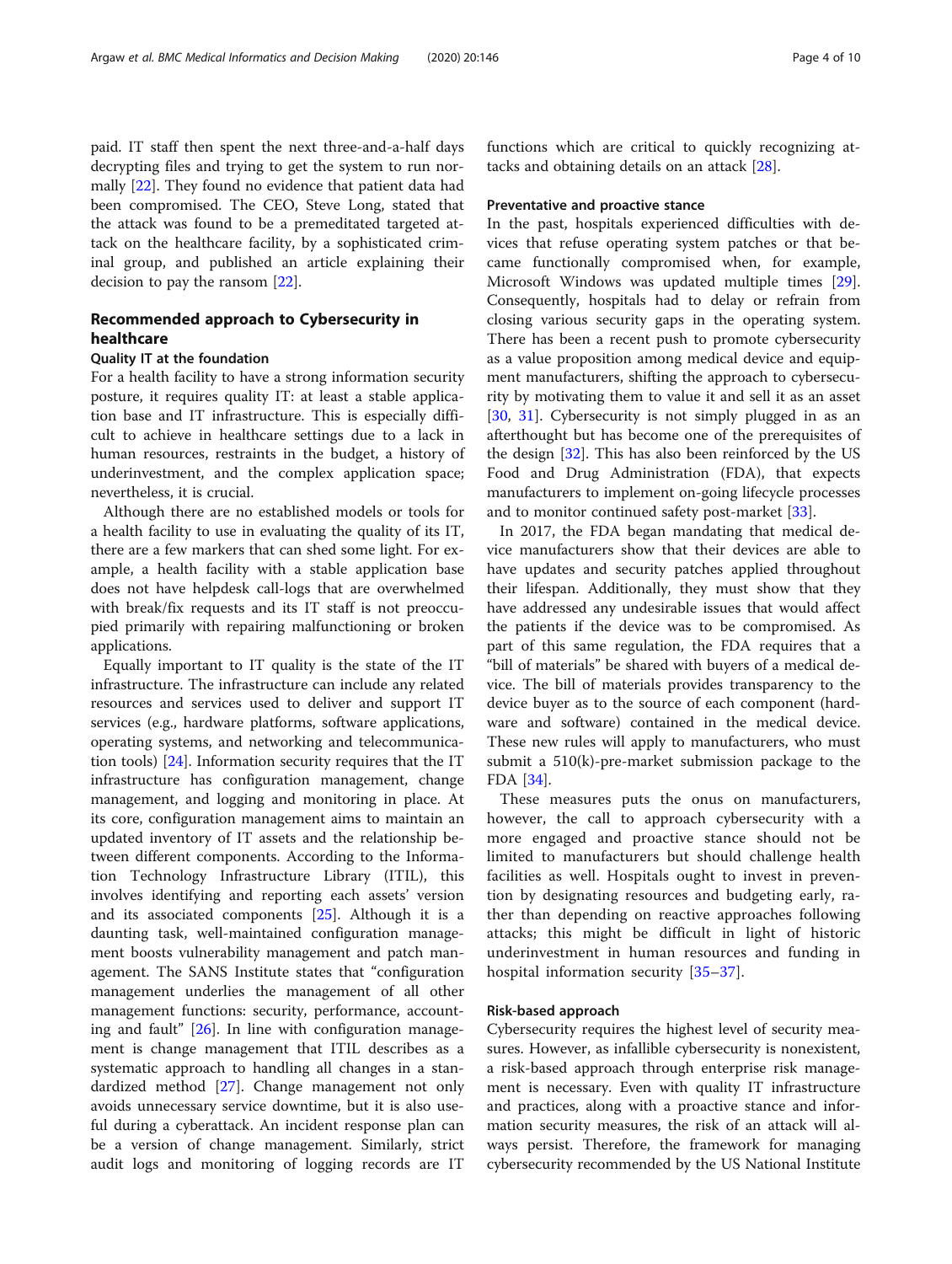paid. IT staff then spent the next three-and-a-half days decrypting files and trying to get the system to run normally [22]. They found no evidence that patient data had been compromised. The CEO, Steve Long, stated that the attack was found to be a premeditated targeted attack on the healthcare facility, by a sophisticated criminal group, and published an article explaining their decision to pay the ransom [22].

## Recommended approach to Cybersecurity in healthcare

### Quality IT at the foundation

For a health facility to have a strong information security posture, it requires quality IT: at least a stable application base and IT infrastructure. This is especially difficult to achieve in healthcare settings due to a lack in human resources, restraints in the budget, a history of underinvestment, and the complex application space; nevertheless, it is crucial.

Although there are no established models or tools for a health facility to use in evaluating the quality of its IT, there are a few markers that can shed some light. For example, a health facility with a stable application base does not have helpdesk call-logs that are overwhelmed with break/fix requests and its IT staff is not preoccupied primarily with repairing malfunctioning or broken applications.

Equally important to IT quality is the state of the IT infrastructure. The infrastructure can include any related resources and services used to deliver and support IT services (e.g., hardware platforms, software applications, operating systems, and networking and telecommunication tools) [24]. Information security requires that the IT infrastructure has configuration management, change management, and logging and monitoring in place. At its core, configuration management aims to maintain an updated inventory of IT assets and the relationship between different components. According to the Information Technology Infrastructure Library (ITIL), this involves identifying and reporting each assets' version and its associated components [25]. Although it is a daunting task, well-maintained configuration management boosts vulnerability management and patch management. The SANS Institute states that "configuration management underlies the management of all other management functions: security, performance, accounting and fault" [26]. In line with configuration management is change management that ITIL describes as a systematic approach to handling all changes in a standardized method [27]. Change management not only avoids unnecessary service downtime, but it is also useful during a cyberattack. An incident response plan can be a version of change management. Similarly, strict audit logs and monitoring of logging records are IT functions which are critical to quickly recognizing attacks and obtaining details on an attack [28].

### Preventative and proactive stance

In the past, hospitals experienced difficulties with devices that refuse operating system patches or that became functionally compromised when, for example, Microsoft Windows was updated multiple times [29]. Consequently, hospitals had to delay or refrain from closing various security gaps in the operating system. There has been a recent push to promote cybersecurity as a value proposition among medical device and equipment manufacturers, shifting the approach to cybersecurity by motivating them to value it and sell it as an asset [30, 31]. Cybersecurity is not simply plugged in as an afterthought but has become one of the prerequisites of the design [32]. This has also been reinforced by the US Food and Drug Administration (FDA), that expects manufacturers to implement on-going lifecycle processes and to monitor continued safety post-market [33].

In 2017, the FDA began mandating that medical device manufacturers show that their devices are able to have updates and security patches applied throughout their lifespan. Additionally, they must show that they have addressed any undesirable issues that would affect the patients if the device was to be compromised. As part of this same regulation, the FDA requires that a "bill of materials" be shared with buyers of a medical device. The bill of materials provides transparency to the device buyer as to the source of each component (hardware and software) contained in the medical device. These new rules will apply to manufacturers, who must submit a 510(k)-pre-market submission package to the FDA [34].

These measures puts the onus on manufacturers, however, the call to approach cybersecurity with a more engaged and proactive stance should not be limited to manufacturers but should challenge health facilities as well. Hospitals ought to invest in prevention by designating resources and budgeting early, rather than depending on reactive approaches following attacks; this might be difficult in light of historic underinvestment in human resources and funding in hospital information security [35–37].

### Risk-based approach

Cybersecurity requires the highest level of security measures. However, as infallible cybersecurity is nonexistent, a risk-based approach through enterprise risk management is necessary. Even with quality IT infrastructure and practices, along with a proactive stance and information security measures, the risk of an attack will always persist. Therefore, the framework for managing cybersecurity recommended by the US National Institute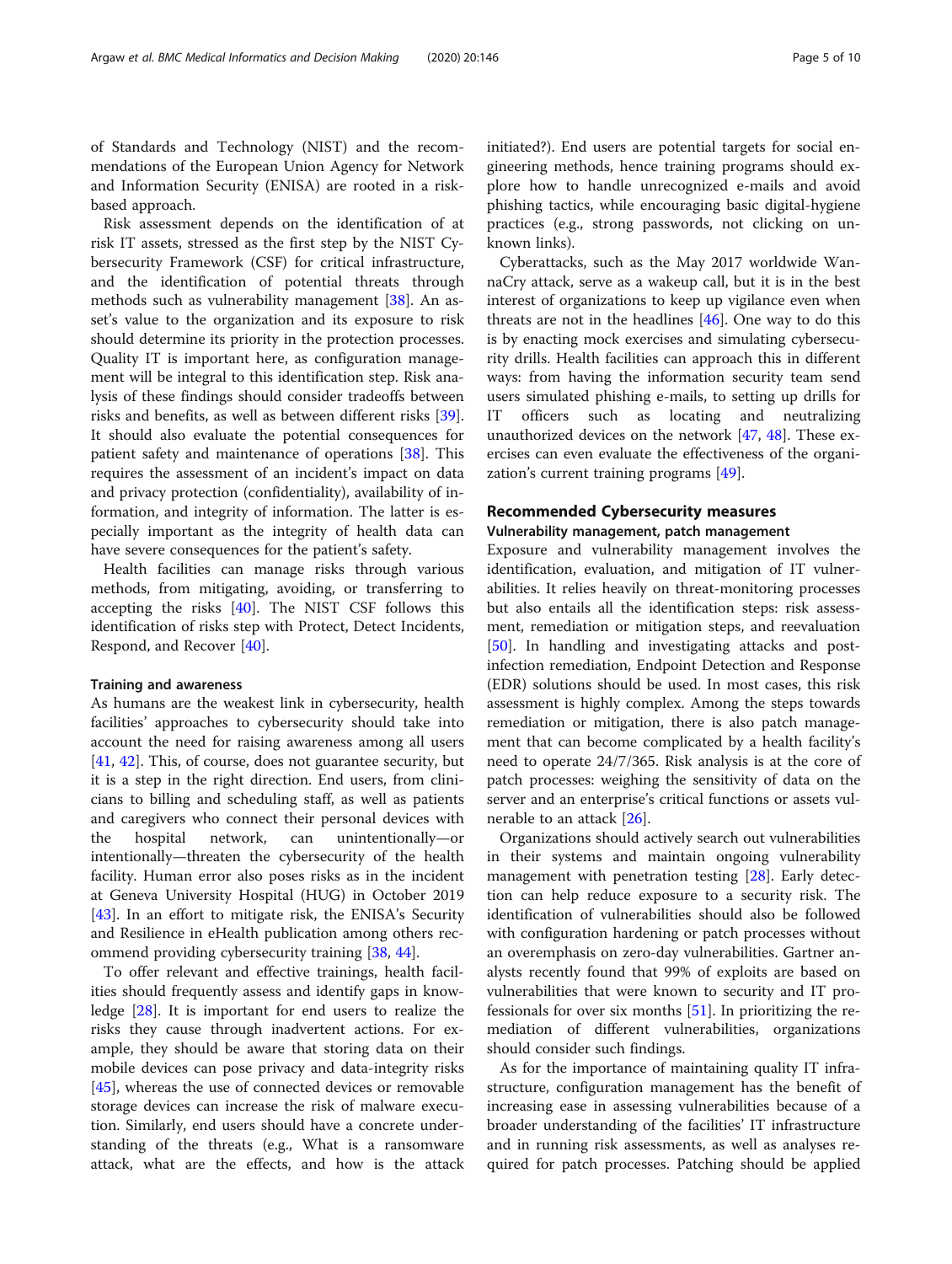of Standards and Technology (NIST) and the recommendations of the European Union Agency for Network and Information Security (ENISA) are rooted in a risk-based approach.

Risk assessment depends on the identification of at risk IT assets, stressed as the first step by the NIST Cybersecurity Framework (CSF) for critical infrastructure, and the identification of potential threats through methods such as vulnerability management [38]. An asset's value to the organization and its exposure to risk should determine its priority in the protection processes. Quality IT is important here, as configuration management will be integral to this identification step. Risk analysis of these findings should consider tradeoffs between risks and benefits, as well as between different risks [39]. It should also evaluate the potential consequences for patient safety and maintenance of operations [38]. This requires the assessment of an incident's impact on data and privacy protection (confidentiality), availability of information, and integrity of information. The latter is especially important as the integrity of health data can have severe consequences for the patient's safety.

Health facilities can manage risks through various methods, from mitigating, avoiding, or transferring to accepting the risks [40]. The NIST CSF follows this identification of risks step with Protect, Detect Incidents, Respond, and Recover [40].

#### Training and awareness

As humans are the weakest link in cybersecurity, health facilities' approaches to cybersecurity should take into account the need for raising awareness among all users [41, 42]. This, of course, does not guarantee security, but it is a step in the right direction. End users, from clinicians to billing and scheduling staff, as well as patients and caregivers who connect their personal devices with the hospital network, can unintentionally—or intentionally—threaten the cybersecurity of the health facility. Human error also poses risks as in the incident at Geneva University Hospital (HUG) in October 2019 [43]. In an effort to mitigate risk, the ENISA's Security and Resilience in eHealth publication among others recommend providing cybersecurity training [38, 44].

To offer relevant and effective trainings, health facilities should frequently assess and identify gaps in knowledge [28]. It is important for end users to realize the risks they cause through inadvertent actions. For example, they should be aware that storing data on their mobile devices can pose privacy and data-integrity risks [45], whereas the use of connected devices or removable storage devices can increase the risk of malware execution. Similarly, end users should have a concrete understanding of the threats (e.g., What is a ransomware attack, what are the effects, and how is the attack initiated?). End users are potential targets for social engineering methods, hence training programs should explore how to handle unrecognized e-mails and avoid phishing tactics, while encouraging basic digital-hygiene practices (e.g., strong passwords, not clicking on unknown links).

Cyberattacks, such as the May 2017 worldwide WannaCry attack, serve as a wakeup call, but it is in the best interest of organizations to keep up vigilance even when threats are not in the headlines [46]. One way to do this is by enacting mock exercises and simulating cybersecurity drills. Health facilities can approach this in different ways: from having the information security team send users simulated phishing e-mails, to setting up drills for IT officers such as locating and neutralizing unauthorized devices on the network [47, 48]. These exercises can even evaluate the effectiveness of the organization's current training programs [49].

### Recommended Cybersecurity measures

#### Vulnerability management, patch management

Exposure and vulnerability management involves the identification, evaluation, and mitigation of IT vulnerabilities. It relies heavily on threat-monitoring processes but also entails all the identification steps: risk assessment, remediation or mitigation steps, and reevaluation [50]. In handling and investigating attacks and post-infection remediation, Endpoint Detection and Response (EDR) solutions should be used. In most cases, this risk assessment is highly complex. Among the steps towards remediation or mitigation, there is also patch management that can become complicated by a health facility's need to operate 24/7/365. Risk analysis is at the core of patch processes: weighing the sensitivity of data on the server and an enterprise's critical functions or assets vulnerable to an attack [26].

Organizations should actively search out vulnerabilities in their systems and maintain ongoing vulnerability management with penetration testing [28]. Early detection can help reduce exposure to a security risk. The identification of vulnerabilities should also be followed with configuration hardening or patch processes without an overemphasis on zero-day vulnerabilities. Gartner analysts recently found that 99% of exploits are based on vulnerabilities that were known to security and IT professionals for over six months [51]. In prioritizing the remediation of different vulnerabilities, organizations should consider such findings.

As for the importance of maintaining quality IT infrastructure, configuration management has the benefit of increasing ease in assessing vulnerabilities because of a broader understanding of the facilities' IT infrastructure and in running risk assessments, as well as analyses required for patch processes. Patching should be applied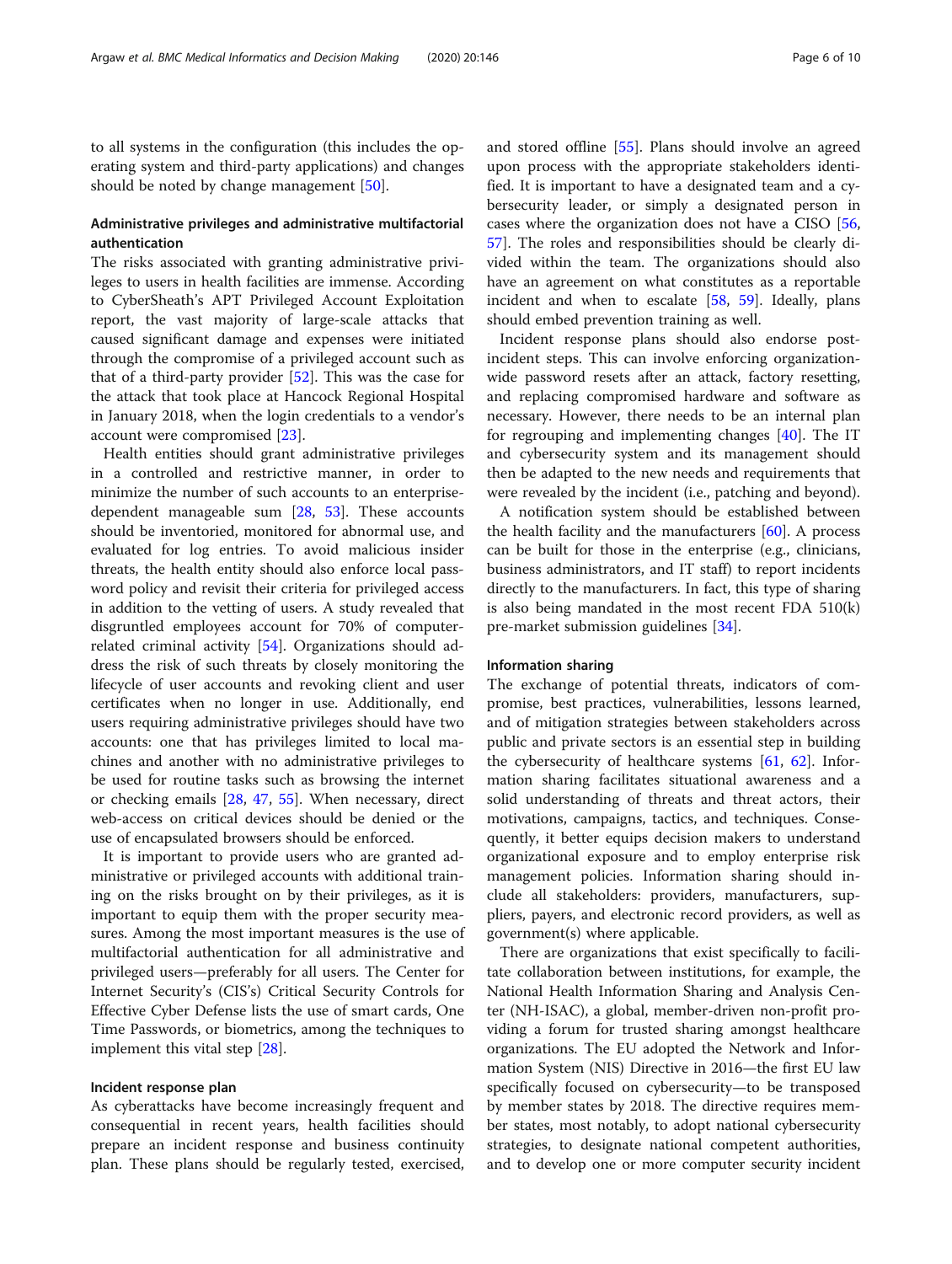to all systems in the configuration (this includes the operating system and third-party applications) and changes should be noted by change management [50].

### Administrative privileges and administrative multifactorial authentication

The risks associated with granting administrative privileges to users in health facilities are immense. According to CyberSheath's APT Privileged Account Exploitation report, the vast majority of large-scale attacks that caused significant damage and expenses were initiated through the compromise of a privileged account such as that of a third-party provider [52]. This was the case for the attack that took place at Hancock Regional Hospital in January 2018, when the login credentials to a vendor's account were compromised [23].

Health entities should grant administrative privileges in a controlled and restrictive manner, in order to minimize the number of such accounts to an enterprise-dependent manageable sum [28, 53]. These accounts should be inventoried, monitored for abnormal use, and evaluated for log entries. To avoid malicious insider threats, the health entity should also enforce local password policy and revisit their criteria for privileged access in addition to the vetting of users. A study revealed that disgruntled employees account for 70% of computer-related criminal activity [54]. Organizations should address the risk of such threats by closely monitoring the lifecycle of user accounts and revoking client and user certificates when no longer in use. Additionally, end users requiring administrative privileges should have two accounts: one that has privileges limited to local machines and another with no administrative privileges to be used for routine tasks such as browsing the internet or checking emails [28, 47, 55]. When necessary, direct web-access on critical devices should be denied or the use of encapsulated browsers should be enforced.

It is important to provide users who are granted administrative or privileged accounts with additional training on the risks brought on by their privileges, as it is important to equip them with the proper security measures. Among the most important measures is the use of multifactorial authentication for all administrative and privileged users—preferably for all users. The Center for Internet Security's (CIS's) Critical Security Controls for Effective Cyber Defense lists the use of smart cards, One Time Passwords, or biometrics, among the techniques to implement this vital step [28].

### Incident response plan

As cyberattacks have become increasingly frequent and consequential in recent years, health facilities should prepare an incident response and business continuity plan. These plans should be regularly tested, exercised, and stored offline [55]. Plans should involve an agreed upon process with the appropriate stakeholders identified. It is important to have a designated team and a cybersecurity leader, or simply a designated person in cases where the organization does not have a CISO [56, 57]. The roles and responsibilities should be clearly divided within the team. The organizations should also have an agreement on what constitutes as a reportable incident and when to escalate [58, 59]. Ideally, plans should embed prevention training as well.

Incident response plans should also endorse post-incident steps. This can involve enforcing organization-wide password resets after an attack, factory resetting, and replacing compromised hardware and software as necessary. However, there needs to be an internal plan for regrouping and implementing changes [40]. The IT and cybersecurity system and its management should then be adapted to the new needs and requirements that were revealed by the incident (i.e., patching and beyond).

A notification system should be established between the health facility and the manufacturers [60]. A process can be built for those in the enterprise (e.g., clinicians, business administrators, and IT staff) to report incidents directly to the manufacturers. In fact, this type of sharing is also being mandated in the most recent FDA 510(k) pre-market submission guidelines [34].

### Information sharing

The exchange of potential threats, indicators of compromise, best practices, vulnerabilities, lessons learned, and of mitigation strategies between stakeholders across public and private sectors is an essential step in building the cybersecurity of healthcare systems [61, 62]. Information sharing facilitates situational awareness and a solid understanding of threats and threat actors, their motivations, campaigns, tactics, and techniques. Consequently, it better equips decision makers to understand organizational exposure and to employ enterprise risk management policies. Information sharing should include all stakeholders: providers, manufacturers, suppliers, payers, and electronic record providers, as well as government(s) where applicable.

There are organizations that exist specifically to facilitate collaboration between institutions, for example, the National Health Information Sharing and Analysis Center (NH-ISAC), a global, member-driven non-profit providing a forum for trusted sharing amongst healthcare organizations. The EU adopted the Network and Information System (NIS) Directive in 2016—the first EU law specifically focused on cybersecurity—to be transposed by member states by 2018. The directive requires member states, most notably, to adopt national cybersecurity strategies, to designate national competent authorities, and to develop one or more computer security incident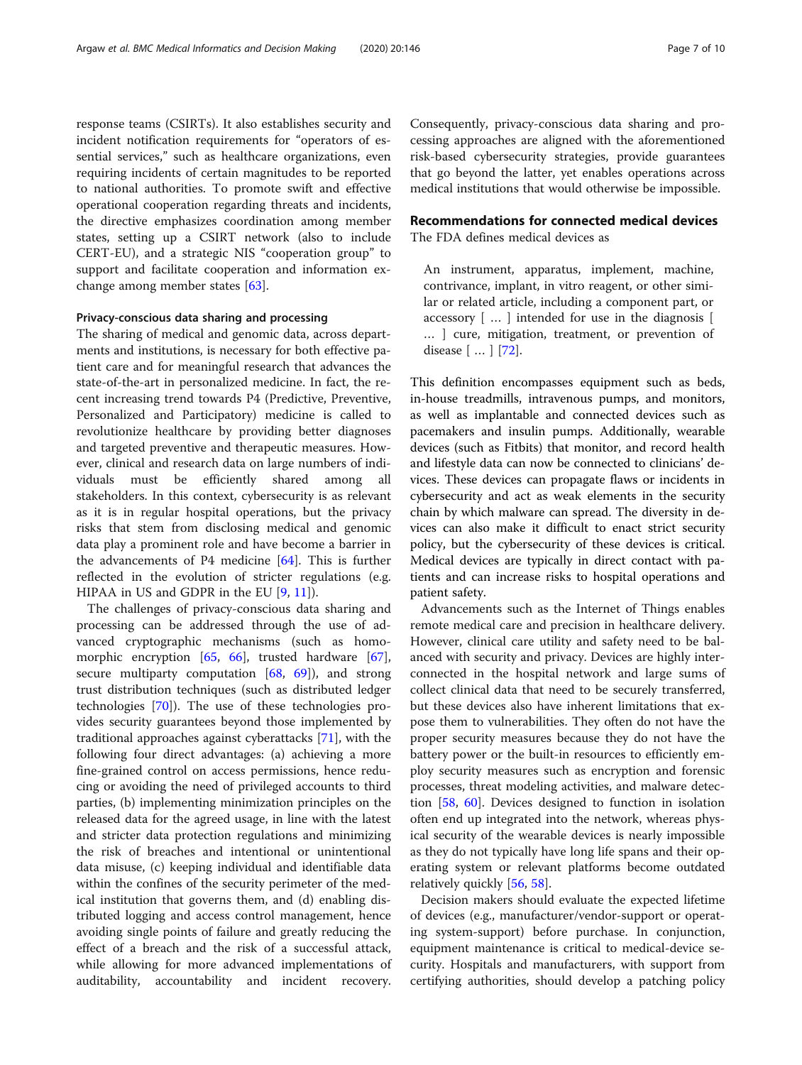response teams (CSIRTs). It also establishes security and incident notification requirements for "operators of essential services," such as healthcare organizations, even requiring incidents of certain magnitudes to be reported to national authorities. To promote swift and effective operational cooperation regarding threats and incidents, the directive emphasizes coordination among member states, setting up a CSIRT network (also to include CERT-EU), and a strategic NIS "cooperation group" to support and facilitate cooperation and information exchange among member states [63].

#### Privacy-conscious data sharing and processing

The sharing of medical and genomic data, across departments and institutions, is necessary for both effective patient care and for meaningful research that advances the state-of-the-art in personalized medicine. In fact, the recent increasing trend towards P4 (Predictive, Preventive, Personalized and Participatory) medicine is called to revolutionize healthcare by providing better diagnoses and targeted preventive and therapeutic measures. However, clinical and research data on large numbers of individuals must be efficiently shared among all stakeholders. In this context, cybersecurity is as relevant as it is in regular hospital operations, but the privacy risks that stem from disclosing medical and genomic data play a prominent role and have become a barrier in the advancements of P4 medicine [64]. This is further reflected in the evolution of stricter regulations (e.g. HIPAA in US and GDPR in the EU [9, 11]).

The challenges of privacy-conscious data sharing and processing can be addressed through the use of advanced cryptographic mechanisms (such as homomorphic encryption [65, 66], trusted hardware [67], secure multiparty computation [68, 69]), and strong trust distribution techniques (such as distributed ledger technologies [70]). The use of these technologies provides security guarantees beyond those implemented by traditional approaches against cyberattacks [71], with the following four direct advantages: (a) achieving a more fine-grained control on access permissions, hence reducing or avoiding the need of privileged accounts to third parties, (b) implementing minimization principles on the released data for the agreed usage, in line with the latest and stricter data protection regulations and minimizing the risk of breaches and intentional or unintentional data misuse, (c) keeping individual and identifiable data within the confines of the security perimeter of the medical institution that governs them, and (d) enabling distributed logging and access control management, hence avoiding single points of failure and greatly reducing the effect of a breach and the risk of a successful attack, while allowing for more advanced implementations of auditability, accountability and incident recovery. Consequently, privacy-conscious data sharing and processing approaches are aligned with the aforementioned risk-based cybersecurity strategies, provide guarantees that go beyond the latter, yet enables operations across medical institutions that would otherwise be impossible.

### Recommendations for connected medical devices

The FDA defines medical devices as

> An instrument, apparatus, implement, machine, contrivance, implant, in vitro reagent, or other similar or related article, including a component part, or accessory [ … ] intended for use in the diagnosis [ … ] cure, mitigation, treatment, or prevention of disease [ … ] [72].

This definition encompasses equipment such as beds, in-house treadmills, intravenous pumps, and monitors, as well as implantable and connected devices such as pacemakers and insulin pumps. Additionally, wearable devices (such as Fitbits) that monitor, and record health and lifestyle data can now be connected to clinicians' devices. These devices can propagate flaws or incidents in cybersecurity and act as weak elements in the security chain by which malware can spread. The diversity in devices can also make it difficult to enact strict security policy, but the cybersecurity of these devices is critical. Medical devices are typically in direct contact with patients and can increase risks to hospital operations and patient safety.

Advancements such as the Internet of Things enables remote medical care and precision in healthcare delivery. However, clinical care utility and safety need to be balanced with security and privacy. Devices are highly interconnected in the hospital network and large sums of collect clinical data that need to be securely transferred, but these devices also have inherent limitations that expose them to vulnerabilities. They often do not have the proper security measures because they do not have the battery power or the built-in resources to efficiently employ security measures such as encryption and forensic processes, threat modeling activities, and malware detection [58, 60]. Devices designed to function in isolation often end up integrated into the network, whereas physical security of the wearable devices is nearly impossible as they do not typically have long life spans and their operating system or relevant platforms become outdated relatively quickly [56, 58].

Decision makers should evaluate the expected lifetime of devices (e.g., manufacturer/vendor-support or operating system-support) before purchase. In conjunction, equipment maintenance is critical to medical-device security. Hospitals and manufacturers, with support from certifying authorities, should develop a patching policy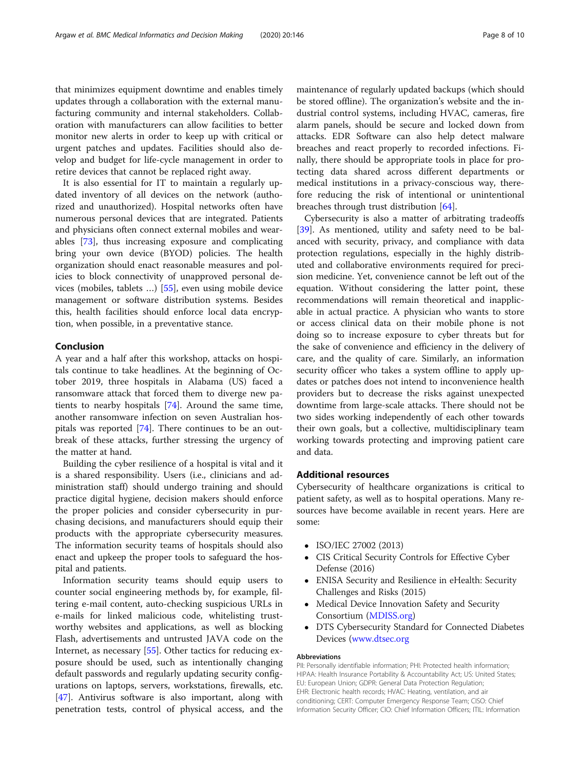that minimizes equipment downtime and enables timely updates through a collaboration with the external manufacturing community and internal stakeholders. Collaboration with manufacturers can allow facilities to better monitor new alerts in order to keep up with critical or urgent patches and updates. Facilities should also develop and budget for life-cycle management in order to retire devices that cannot be replaced right away.

It is also essential for IT to maintain a regularly updated inventory of all devices on the network (authorized and unauthorized). Hospital networks often have numerous personal devices that are integrated. Patients and physicians often connect external mobiles and wearables [73], thus increasing exposure and complicating bring your own device (BYOD) policies. The health organization should enact reasonable measures and policies to block connectivity of unapproved personal devices (mobiles, tablets …) [55], even using mobile device management or software distribution systems. Besides this, health facilities should enforce local data encryption, when possible, in a preventative stance.

## Conclusion

A year and a half after this workshop, attacks on hospitals continue to take headlines. At the beginning of October 2019, three hospitals in Alabama (US) faced a ransomware attack that forced them to diverge new patients to nearby hospitals [74]. Around the same time, another ransomware infection on seven Australian hospitals was reported [74]. There continues to be an outbreak of these attacks, further stressing the urgency of the matter at hand.

Building the cyber resilience of a hospital is vital and it is a shared responsibility. Users (i.e., clinicians and administration staff) should undergo training and should practice digital hygiene, decision makers should enforce the proper policies and consider cybersecurity in purchasing decisions, and manufacturers should equip their products with the appropriate cybersecurity measures. The information security teams of hospitals should also enact and upkeep the proper tools to safeguard the hospital and patients.

Information security teams should equip users to counter social engineering methods by, for example, filtering e-mail content, auto-checking suspicious URLs in e-mails for linked malicious code, whitelisting trustworthy websites and applications, as well as blocking Flash, advertisements and untrusted JAVA code on the Internet, as necessary [55]. Other tactics for reducing exposure should be used, such as intentionally changing default passwords and regularly updating security configurations on laptops, servers, workstations, firewalls, etc. [47]. Antivirus software is also important, along with penetration tests, control of physical access, and the maintenance of regularly updated backups (which should be stored offline). The organization's website and the industrial control systems, including HVAC, cameras, fire alarm panels, should be secure and locked down from attacks. EDR Software can also help detect malware breaches and react properly to recorded infections. Finally, there should be appropriate tools in place for protecting data shared across different departments or medical institutions in a privacy-conscious way, therefore reducing the risk of intentional or unintentional breaches through trust distribution [64].

Cybersecurity is also a matter of arbitrating tradeoffs [39]. As mentioned, utility and safety need to be balanced with security, privacy, and compliance with data protection regulations, especially in the highly distributed and collaborative environments required for precision medicine. Yet, convenience cannot be left out of the equation. Without considering the latter point, these recommendations will remain theoretical and inapplicable in actual practice. A physician who wants to store or access clinical data on their mobile phone is not doing so to increase exposure to cyber threats but for the sake of convenience and efficiency in the delivery of care, and the quality of care. Similarly, an information security officer who takes a system offline to apply updates or patches does not intend to inconvenience health providers but to decrease the risks against unexpected downtime from large-scale attacks. There should not be two sides working independently of each other towards their own goals, but a collective, multidisciplinary team working towards protecting and improving patient care and data.

## Additional resources

Cybersecurity of healthcare organizations is critical to patient safety, as well as to hospital operations. Many resources have become available in recent years. Here are some:

- ISO/IEC 27002 (2013)
- CIS Critical Security Controls for Effective Cyber Defense (2016)
- ENISA Security and Resilience in eHealth: Security Challenges and Risks (2015)
- Medical Device Innovation Safety and Security Consortium (MDISS.org)
- DTS Cybersecurity Standard for Connected Diabetes Devices (www.dtsec.org

#### Abbreviations

PII: Personally identifiable information; PHI: Protected health information; HIPAA: Health Insurance Portability & Accountability Act; US: United States; EU: European Union; GDPR: General Data Protection Regulation; EHR: Electronic health records; HVAC: Heating, ventilation, and air conditioning; CERT: Computer Emergency Response Team; CISO: Chief Information Security Officer; CIO: Chief Information Officers; ITIL: Information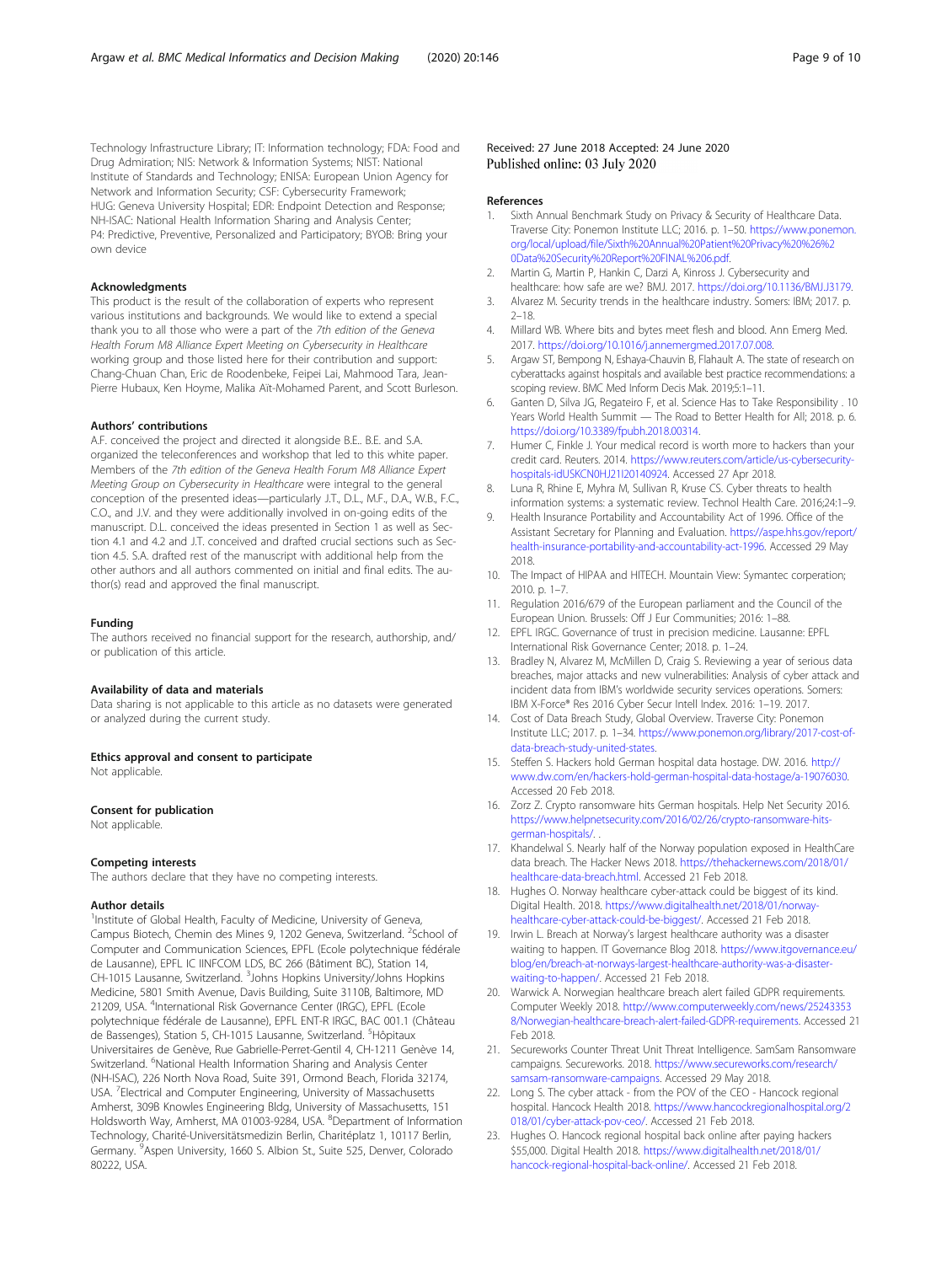Technology Infrastructure Library; IT: Information technology; FDA: Food and Drug Admiration; NIS: Network & Information Systems; NIST: National Institute of Standards and Technology; ENISA: European Union Agency for Network and Information Security; CSF: Cybersecurity Framework; HUG: Geneva University Hospital; EDR: Endpoint Detection and Response; NH-ISAC: National Health Information Sharing and Analysis Center; P4: Predictive, Preventive, Personalized and Participatory; BYOB: Bring your own device

### Acknowledgments

This product is the result of the collaboration of experts who represent various institutions and backgrounds. We would like to extend a special thank you to all those who were a part of the *7th edition of the Geneva Health Forum M8 Alliance Expert Meeting on Cybersecurity in Healthcare* working group and those listed here for their contribution and support: Chang-Chuan Chan, Eric de Roodenbeke, Feipei Lai, Mahmood Tara, Jean-Pierre Hubaux, Ken Hoyme, Malika Aït-Mohamed Parent, and Scott Burleson.

### Authors' contributions

A.F. conceived the project and directed it alongside B.E.. B.E. and S.A. organized the teleconferences and workshop that led to this white paper. Members of the *7th edition of the Geneva Health Forum M8 Alliance Expert Meeting Group on Cybersecurity in Healthcare* were integral to the general conception of the presented ideas—particularly J.T., D.L., M.F., D.A., W.B., F.C., C.O., and J.V. and they were additionally involved in on-going edits of the manuscript. D.L. conceived the ideas presented in Section 1 as well as Section 4.1 and 4.2 and J.T. conceived and drafted crucial sections such as Section 4.5. S.A. drafted rest of the manuscript with additional help from the other authors and all authors commented on initial and final edits. The author(s) read and approved the final manuscript.

### Funding

The authors received no financial support for the research, authorship, and/or publication of this article.

### Availability of data and materials

Data sharing is not applicable to this article as no datasets were generated or analyzed during the current study.

### Ethics approval and consent to participate

Not applicable.

### Consent for publication

Not applicable.

### Competing interests

The authors declare that they have no competing interests.

### Author details

[1]Institute of Global Health, Faculty of Medicine, University of Geneva, Campus Biotech, Chemin des Mines 9, 1202 Geneva, Switzerland. [2]School of Computer and Communication Sciences, EPFL (Ecole polytechnique fédérale de Lausanne), EPFL IC IINFCOM LDS, BC 266 (Bâtiment BC), Station 14, CH-1015 Lausanne, Switzerland. [3]Johns Hopkins University/Johns Hopkins Medicine, 5801 Smith Avenue, Davis Building, Suite 3110B, Baltimore, MD 21209, USA. [4]International Risk Governance Center (IRGC), EPFL (Ecole polytechnique fédérale de Lausanne), EPFL ENT-R IRGC, BAC 001.1 (Château de Bassenges), Station 5, CH-1015 Lausanne, Switzerland. [5]Hôpitaux Universitaires de Genève, Rue Gabrielle-Perret-Gentil 4, CH-1211 Genève 14, Switzerland. [6]National Health Information Sharing and Analysis Center (NH-ISAC), 226 North Nova Road, Suite 391, Ormond Beach, Florida 32174, USA. [7]Electrical and Computer Engineering, University of Massachusetts Amherst, 309B Knowles Engineering Bldg, University of Massachusetts, 151 Holdsworth Way, Amherst, MA 01003-9284, USA. [8]Department of Information Technology, Charité-Universitätsmedizin Berlin, Charitéplatz 1, 10117 Berlin, Germany. [9]Aspen University, 1660 S. Albion St., Suite 525, Denver, Colorado 80222, USA.

Received: 27 June 2018 Accepted: 24 June 2020
Published online: 03 July 2020

### References

1. Sixth Annual Benchmark Study on Privacy & Security of Healthcare Data. Traverse City: Ponemon Institute LLC; 2016. p. 1–50. https://www.ponemon.org/local/upload/file/Sixth%20Annual%20Patient%20Privacy%20%26%20Data%20Security%20Report%20FINAL%206.pdf.
2. Martin G, Martin P, Hankin C, Darzi A, Kinross J. Cybersecurity and healthcare: how safe are we? BMJ. 2017. https://doi.org/10.1136/BMJ.J3179.
3. Alvarez M. Security trends in the healthcare industry. Somers: IBM; 2017. p. 2–18.
4. Millard WB. Where bits and bytes meet flesh and blood. Ann Emerg Med. 2017. https://doi.org/10.1016/j.annemergmed.2017.07.008.
5. Argaw ST, Bempong N, Eshaya-Chauvin B, Flahault A. The state of research on cyberattacks against hospitals and available best practice recommendations: a scoping review. BMC Med Inform Decis Mak. 2019;5:1–11.
6. Ganten D, Silva JG, Regateiro F, et al. Science Has to Take Responsibility . 10 Years World Health Summit — The Road to Better Health for All; 2018. p. 6. https://doi.org/10.3389/fpubh.2018.00314.
7. Humer C, Finkle J. Your medical record is worth more to hackers than your credit card. Reuters. 2014. https://www.reuters.com/article/us-cybersecurity-hospitals-idUSKCN0HJ21I20140924. Accessed 27 Apr 2018.
8. Luna R, Rhine E, Myhra M, Sullivan R, Kruse CS. Cyber threats to health information systems: a systematic review. Technol Health Care. 2016;24:1–9.
9. Health Insurance Portability and Accountability Act of 1996. Office of the Assistant Secretary for Planning and Evaluation. https://aspe.hhs.gov/report/health-insurance-portability-and-accountability-act-1996. Accessed 29 May 2018.
10. The Impact of HIPAA and HITECH. Mountain View: Symantec corperation; 2010. p. 1–7.
11. Regulation 2016/679 of the European parliament and the Council of the European Union. Brussels: Off J Eur Communities; 2016: 1–88.
12. EPFL IRGC. Governance of trust in precision medicine. Lausanne: EPFL International Risk Governance Center; 2018. p. 1–24.
13. Bradley N, Alvarez M, McMillen D, Craig S. Reviewing a year of serious data breaches, major attacks and new vulnerabilities: Analysis of cyber attack and incident data from IBM's worldwide security services operations. Somers: IBM X-Force® Res 2016 Cyber Secur Intell Index. 2016: 1–19. 2017.
14. Cost of Data Breach Study, Global Overview. Traverse City: Ponemon Institute LLC; 2017. p. 1–34. https://www.ponemon.org/library/2017-cost-of-data-breach-study-united-states.
15. Steffen S. Hackers hold German hospital data hostage. DW. 2016. http://www.dw.com/en/hackers-hold-german-hospital-data-hostage/a-19076030. Accessed 20 Feb 2018.
16. Zorz Z. Crypto ransomware hits German hospitals. Help Net Security 2016. https://www.helpnetsecurity.com/2016/02/26/crypto-ransomware-hits-german-hospitals/. .
17. Khandelwal S. Nearly half of the Norway population exposed in HealthCare data breach. The Hacker News 2018. https://thehackernews.com/2018/01/healthcare-data-breach.html. Accessed 21 Feb 2018.
18. Hughes O. Norway healthcare cyber-attack could be biggest of its kind. Digital Health. 2018. https://www.digitalhealth.net/2018/01/norway-healthcare-cyber-attack-could-be-biggest/. Accessed 21 Feb 2018.
19. Irwin L. Breach at Norway's largest healthcare authority was a disaster waiting to happen. IT Governance Blog 2018. https://www.itgovernance.eu/blog/en/breach-at-norways-largest-healthcare-authority-was-a-disaster-waiting-to-happen/. Accessed 21 Feb 2018.
20. Warwick A. Norwegian healthcare breach alert failed GDPR requirements. Computer Weekly 2018. http://www.computerweekly.com/news/252433538/Norwegian-healthcare-breach-alert-failed-GDPR-requirements. Accessed 21 Feb 2018.
21. Secureworks Counter Threat Unit Threat Intelligence. SamSam Ransomware campaigns. Secureworks. 2018. https://www.secureworks.com/research/samsam-ransomware-campaigns. Accessed 29 May 2018.
22. Long S. The cyber attack - from the POV of the CEO - Hancock regional hospital. Hancock Health 2018. https://www.hancockregionalhospital.org/2018/01/cyber-attack-pov-ceo/. Accessed 21 Feb 2018.
23. Hughes O. Hancock regional hospital back online after paying hackers $55,000. Digital Health 2018. https://www.digitalhealth.net/2018/01/hancock-regional-hospital-back-online/. Accessed 21 Feb 2018.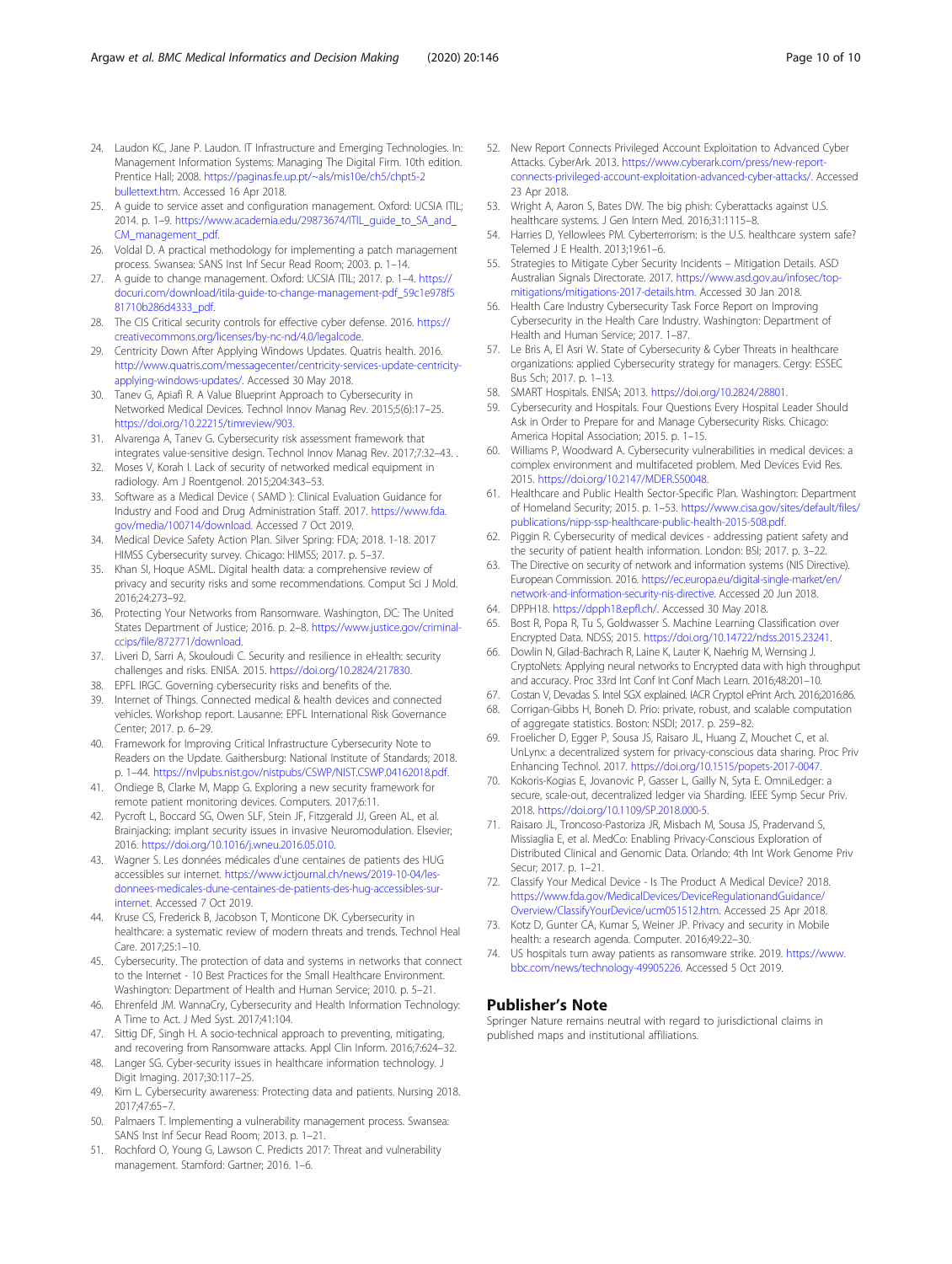24. Laudon KC, Jane P. Laudon. IT Infrastructure and Emerging Technologies. In: Management Information Systems: Managing The Digital Firm. 10th edition. Prentice Hall; 2008. https://paginas.fe.up.pt/~als/mis10e/ch5/chpt5-2bullettext.htm. Accessed 16 Apr 2018.
25. A guide to service asset and configuration management. Oxford: UCSIA ITIL; 2014. p. 1–9. https://www.academia.edu/29873674/ITIL_guide_to_SA_and_CM_management_pdf.
26. Voldal D. A practical methodology for implementing a patch management process. Swansea: SANS Inst Inf Secur Read Room; 2003. p. 1–14.
27. A guide to change management. Oxford: UCSIA ITIL; 2017. p. 1–4. https://docuri.com/download/itila-guide-to-change-management-pdf_59c1e978f581710b286d4333_pdf.
28. The CIS Critical security controls for effective cyber defense. 2016. https://creativecommons.org/licenses/by-nc-nd/4.0/legalcode.
29. Centricity Down After Applying Windows Updates. Quatris health. 2016. http://www.quatris.com/messagecenter/centricity-services-update-centricity-applying-windows-updates/. Accessed 30 May 2018.
30. Tanev G, Apiafi R. A Value Blueprint Approach to Cybersecurity in Networked Medical Devices. Technol Innov Manag Rev. 2015;5(6):17–25. https://doi.org/10.22215/timreview/903.
31. Alvarenga A, Tanev G. Cybersecurity risk assessment framework that integrates value-sensitive design. Technol Innov Manag Rev. 2017;7:32–43. .
32. Moses V, Korah I. Lack of security of networked medical equipment in radiology. Am J Roentgenol. 2015;204:343–53.
33. Software as a Medical Device ( SAMD ): Clinical Evaluation Guidance for Industry and Food and Drug Administration Staff. 2017. https://www.fda.gov/media/100714/download. Accessed 7 Oct 2019.
34. Medical Device Safety Action Plan. Silver Spring: FDA; 2018. 1-18. 2017 HIMSS Cybersecurity survey. Chicago: HIMSS; 2017. p. 5–37.
35. Khan SI, Hoque ASML. Digital health data: a comprehensive review of privacy and security risks and some recommendations. Comput Sci J Mold. 2016;24:273–92.
36. Protecting Your Networks from Ransomware. Washington, DC: The United States Department of Justice; 2016. p. 2–8. https://www.justice.gov/criminal-ccips/file/872771/download.
37. Liveri D, Sarri A, Skouloudi C. Security and resilience in eHealth: security challenges and risks. ENISA. 2015. https://doi.org/10.2824/217830.
38. EPFL IRGC. Governing cybersecurity risks and benefits of the.
39. Internet of Things. Connected medical & health devices and connected vehicles. Workshop report. Lausanne: EPFL International Risk Governance Center; 2017. p. 6–29.
40. Framework for Improving Critical Infrastructure Cybersecurity Note to Readers on the Update. Gaithersburg: National Institute of Standards; 2018. p. 1–44. https://nvlpubs.nist.gov/nistpubs/CSWP/NIST.CSWP.04162018.pdf.
41. Ondiege B, Clarke M, Mapp G. Exploring a new security framework for remote patient monitoring devices. Computers. 2017;6:11.
42. Pycroft L, Boccard SG, Owen SLF, Stein JF, Fitzgerald JJ, Green AL, et al. Brainjacking: implant security issues in invasive Neuromodulation. Elsevier; 2016. https://doi.org/10.1016/j.wneu.2016.05.010.
43. Wagner S. Les données médicales d'une centaines de patients des HUG accessibles sur internet. https://www.ictjournal.ch/news/2019-10-04/les-donnees-medicales-dune-centaines-de-patients-des-hug-accessibles-sur-internet. Accessed 7 Oct 2019.
44. Kruse CS, Frederick B, Jacobson T, Monticone DK. Cybersecurity in healthcare: a systematic review of modern threats and trends. Technol Heal Care. 2017;25:1–10.
45. Cybersecurity. The protection of data and systems in networks that connect to the Internet - 10 Best Practices for the Small Healthcare Environment. Washington: Department of Health and Human Service; 2010. p. 5–21.
46. Ehrenfeld JM. WannaCry, Cybersecurity and Health Information Technology: A Time to Act. J Med Syst. 2017;41:104.
47. Sittig DF, Singh H. A socio-technical approach to preventing, mitigating, and recovering from Ransomware attacks. Appl Clin Inform. 2016;7:624–32.
48. Langer SG. Cyber-security issues in healthcare information technology. J Digit Imaging. 2017;30:117–25.
49. Kim L. Cybersecurity awareness: Protecting data and patients. Nursing 2018. 2017;47:65–7.
50. Palmaers T. Implementing a vulnerability management process. Swansea: SANS Inst Inf Secur Read Room; 2013. p. 1–21.
51. Rochford O, Young G, Lawson C. Predicts 2017: Threat and vulnerability management. Stamford: Gartner; 2016. 1–6.
52. New Report Connects Privileged Account Exploitation to Advanced Cyber Attacks. CyberArk. 2013. https://www.cyberark.com/press/new-report-connects-privileged-account-exploitation-advanced-cyber-attacks/. Accessed 23 Apr 2018.
53. Wright A, Aaron S, Bates DW. The big phish: Cyberattacks against U.S. healthcare systems. J Gen Intern Med. 2016;31:1115–8.
54. Harries D, Yellowlees PM. Cyberterrorism: is the U.S. healthcare system safe? Telemed J E Health. 2013;19:61–6.
55. Strategies to Mitigate Cyber Security Incidents – Mitigation Details. ASD Australian Signals Directorate. 2017. https://www.asd.gov.au/infosec/top-mitigations/mitigations-2017-details.htm. Accessed 30 Jan 2018.
56. Health Care Industry Cybersecurity Task Force Report on Improving Cybersecurity in the Health Care Industry. Washington: Department of Health and Human Service; 2017. 1–87.
57. Le Bris A, El Asri W. State of Cybersecurity & Cyber Threats in healthcare organizations: applied Cybersecurity strategy for managers. Cergy: ESSEC Bus Sch; 2017. p. 1–13.
58. SMART Hospitals. ENISA; 2013. https://doi.org/10.2824/28801.
59. Cybersecurity and Hospitals. Four Questions Every Hospital Leader Should Ask in Order to Prepare for and Manage Cybersecurity Risks. Chicago: America Hospital Association; 2015. p. 1–15.
60. Williams P, Woodward A. Cybersecurity vulnerabilities in medical devices: a complex environment and multifaceted problem. Med Devices Evid Res. 2015. https://doi.org/10.2147/MDER.S50048.
61. Healthcare and Public Health Sector-Specific Plan. Washington: Department of Homeland Security; 2015. p. 1–53. https://www.cisa.gov/sites/default/files/publications/nipp-ssp-healthcare-public-health-2015-508.pdf.
62. Piggin R. Cybersecurity of medical devices - addressing patient safety and the security of patient health information. London: BSI; 2017. p. 3–22.
63. The Directive on security of network and information systems (NIS Directive). European Commission. 2016. https://ec.europa.eu/digital-single-market/en/network-and-information-security-nis-directive. Accessed 20 Jun 2018.
64. DPPH18. https://dpph18.epfl.ch/. Accessed 30 May 2018.
65. Bost R, Popa R, Tu S, Goldwasser S. Machine Learning Classification over Encrypted Data. NDSS; 2015. https://doi.org/10.14722/ndss.2015.23241.
66. Dowlin N, Gilad-Bachrach R, Laine K, Lauter K, Naehrig M, Wernsing J. CryptoNets: Applying neural networks to Encrypted data with high throughput and accuracy. Proc 33rd Int Conf Int Conf Mach Learn. 2016;48:201–10.
67. Costan V, Devadas S. Intel SGX explained. IACR Cryptol ePrint Arch. 2016;2016:86.
68. Corrigan-Gibbs H, Boneh D. Prio: private, robust, and scalable computation of aggregate statistics. Boston: NSDI; 2017. p. 259–82.
69. Froelicher D, Egger P, Sousa JS, Raisaro JL, Huang Z, Mouchet C, et al. UnLynx: a decentralized system for privacy-conscious data sharing. Proc Priv Enhancing Technol. 2017. https://doi.org/10.1515/popets-2017-0047.
70. Kokoris-Kogias E, Jovanovic P, Gasser L, Gailly N, Syta E. OmniLedger: a secure, scale-out, decentralized ledger via Sharding. IEEE Symp Secur Priv. 2018. https://doi.org/10.1109/SP.2018.000-5.
71. Raisaro JL, Troncoso-Pastoriza JR, Misbach M, Sousa JS, Pradervand S, Missiaglia E, et al. MedCo: Enabling Privacy-Conscious Exploration of Distributed Clinical and Genomic Data. Orlando: 4th Int Work Genome Priv Secur; 2017. p. 1–21.
72. Classify Your Medical Device - Is The Product A Medical Device? 2018. https://www.fda.gov/MedicalDevices/DeviceRegulationandGuidance/Overview/ClassifyYourDevice/ucm051512.htm. Accessed 25 Apr 2018.
73. Kotz D, Gunter CA, Kumar S, Weiner JP. Privacy and security in Mobile health: a research agenda. Computer. 2016;49:22–30.
74. US hospitals turn away patients as ransomware strike. 2019. https://www.bbc.com/news/technology-49905226. Accessed 5 Oct 2019.

## Publisher's Note

Springer Nature remains neutral with regard to jurisdictional claims in published maps and institutional affiliations.